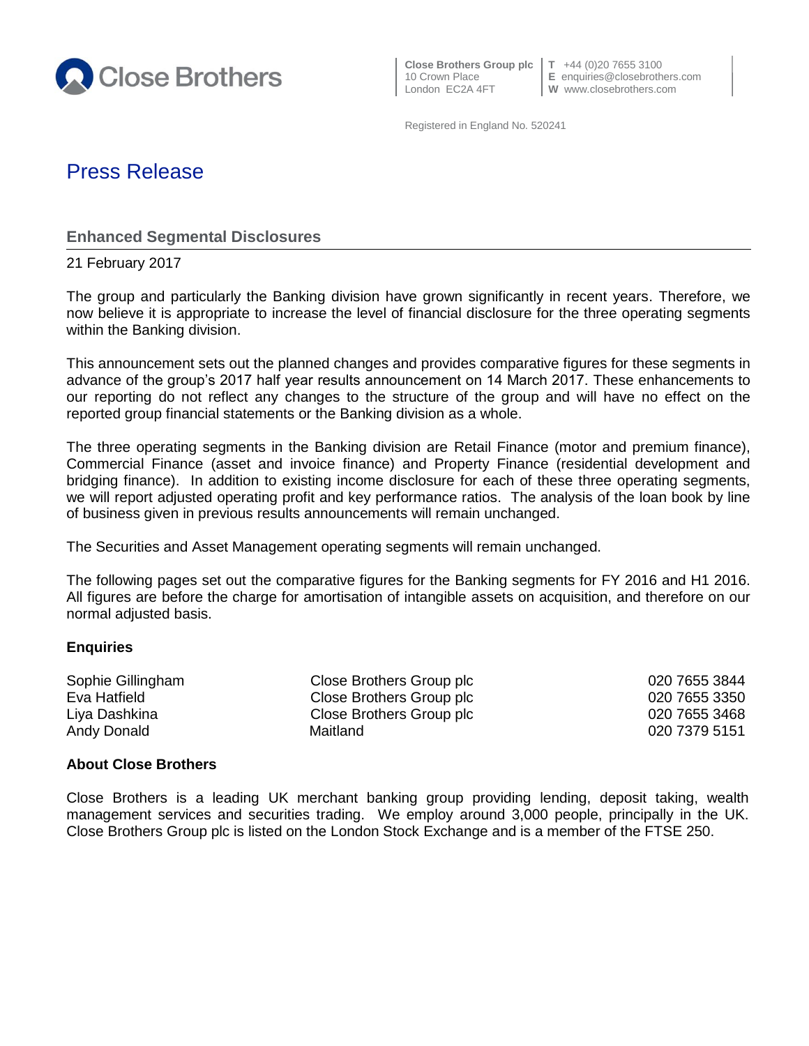Close Brothers

**Close Brothers Group plc**
10 Crown Place
London EC2A 4FT

**T** +44 (0)20 7655 3100
**E** enquiries@closebrothers.com
**W** www.closebrothers.com

Registered in England No. 520241

# Press Release

## Enhanced Segmental Disclosures

21 February 2017

The group and particularly the Banking division have grown significantly in recent years. Therefore, we now believe it is appropriate to increase the level of financial disclosure for the three operating segments within the Banking division.

This announcement sets out the planned changes and provides comparative figures for these segments in advance of the group's 2017 half year results announcement on 14 March 2017. These enhancements to our reporting do not reflect any changes to the structure of the group and will have no effect on the reported group financial statements or the Banking division as a whole.

The three operating segments in the Banking division are Retail Finance (motor and premium finance), Commercial Finance (asset and invoice finance) and Property Finance (residential development and bridging finance). In addition to existing income disclosure for each of these three operating segments, we will report adjusted operating profit and key performance ratios. The analysis of the loan book by line of business given in previous results announcements will remain unchanged.

The Securities and Asset Management operating segments will remain unchanged.

The following pages set out the comparative figures for the Banking segments for FY 2016 and H1 2016. All figures are before the charge for amortisation of intangible assets on acquisition, and therefore on our normal adjusted basis.

### Enquiries

| | | |
|---|---|---|
| Sophie Gillingham | Close Brothers Group plc | 020 7655 3844 |
| Eva Hatfield | Close Brothers Group plc | 020 7655 3350 |
| Liya Dashkina | Close Brothers Group plc | 020 7655 3468 |
| Andy Donald | Maitland | 020 7379 5151 |

### About Close Brothers

Close Brothers is a leading UK merchant banking group providing lending, deposit taking, wealth management services and securities trading. We employ around 3,000 people, principally in the UK. Close Brothers Group plc is listed on the London Stock Exchange and is a member of the FTSE 250.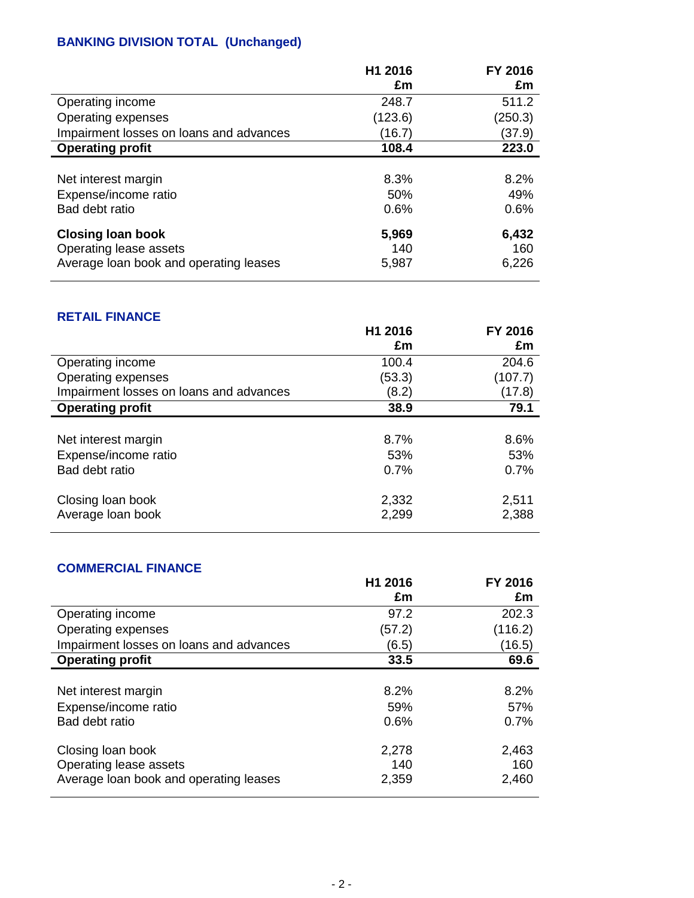## BANKING DIVISION TOTAL (Unchanged)

| | H1 2016 £m | FY 2016 £m |
|---|---|---|
| Operating income | 248.7 | 511.2 |
| Operating expenses | (123.6) | (250.3) |
| Impairment losses on loans and advances | (16.7) | (37.9) |
| **Operating profit** | **108.4** | **223.0** |
| | | |
| Net interest margin | 8.3% | 8.2% |
| Expense/income ratio | 50% | 49% |
| Bad debt ratio | 0.6% | 0.6% |
| | | |
| **Closing loan book** | **5,969** | **6,432** |
| Operating lease assets | 140 | 160 |
| Average loan book and operating leases | 5,987 | 6,226 |

## RETAIL FINANCE

| | H1 2016 £m | FY 2016 £m |
|---|---|---|
| Operating income | 100.4 | 204.6 |
| Operating expenses | (53.3) | (107.7) |
| Impairment losses on loans and advances | (8.2) | (17.8) |
| **Operating profit** | **38.9** | **79.1** |
| | | |
| Net interest margin | 8.7% | 8.6% |
| Expense/income ratio | 53% | 53% |
| Bad debt ratio | 0.7% | 0.7% |
| | | |
| Closing loan book | 2,332 | 2,511 |
| Average loan book | 2,299 | 2,388 |

## COMMERCIAL FINANCE

| | H1 2016 £m | FY 2016 £m |
|---|---|---|
| Operating income | 97.2 | 202.3 |
| Operating expenses | (57.2) | (116.2) |
| Impairment losses on loans and advances | (6.5) | (16.5) |
| **Operating profit** | **33.5** | **69.6** |
| | | |
| Net interest margin | 8.2% | 8.2% |
| Expense/income ratio | 59% | 57% |
| Bad debt ratio | 0.6% | 0.7% |
| | | |
| Closing loan book | 2,278 | 2,463 |
| Operating lease assets | 140 | 160 |
| Average loan book and operating leases | 2,359 | 2,460 |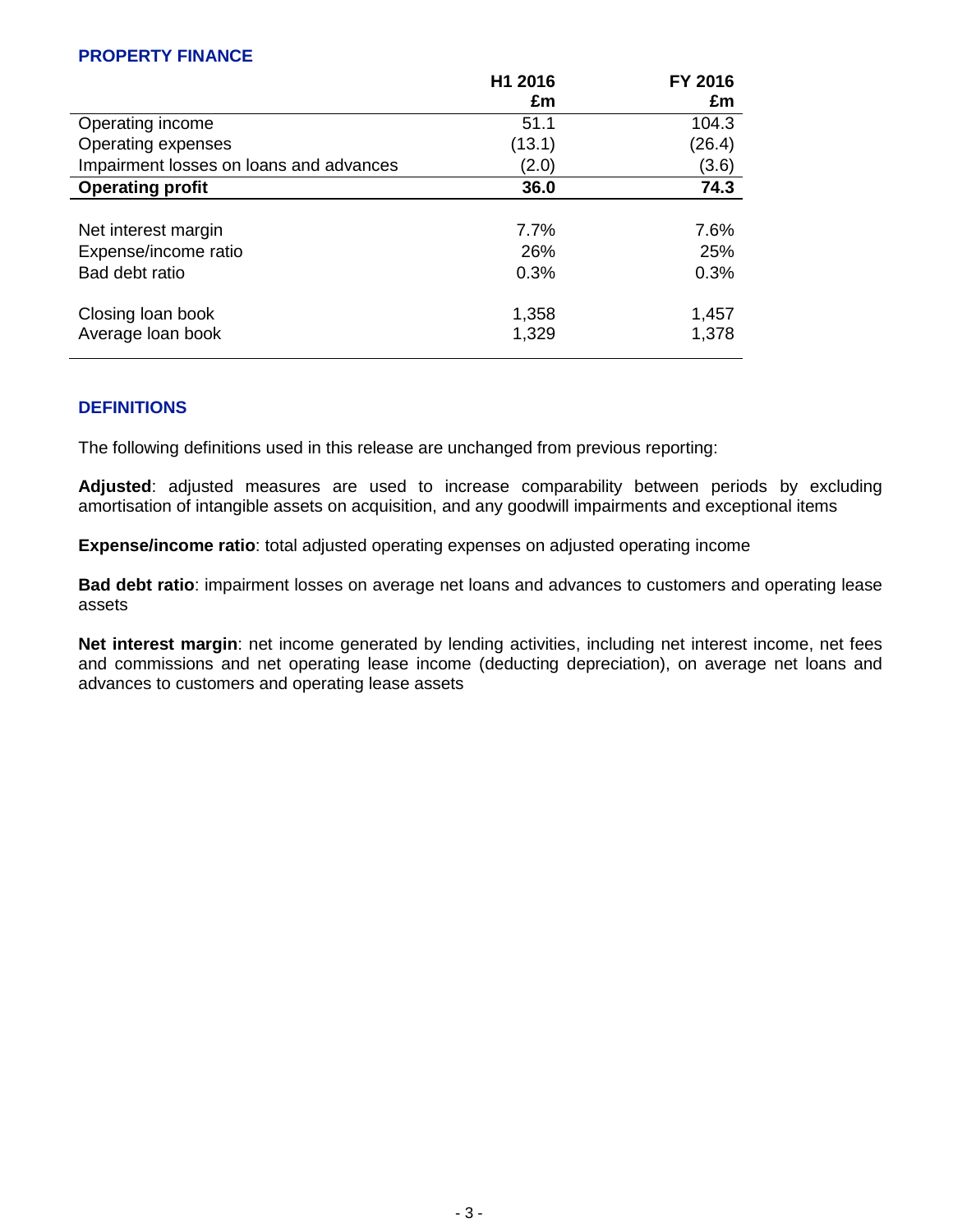## PROPERTY FINANCE

| | H1 2016 £m | FY 2016 £m |
|---|---|---|
| Operating income | 51.1 | 104.3 |
| Operating expenses | (13.1) | (26.4) |
| Impairment losses on loans and advances | (2.0) | (3.6) |
| **Operating profit** | **36.0** | **74.3** |
| | | |
| Net interest margin | 7.7% | 7.6% |
| Expense/income ratio | 26% | 25% |
| Bad debt ratio | 0.3% | 0.3% |
| | | |
| Closing loan book | 1,358 | 1,457 |
| Average loan book | 1,329 | 1,378 |

## DEFINITIONS

The following definitions used in this release are unchanged from previous reporting:

**Adjusted**: adjusted measures are used to increase comparability between periods by excluding amortisation of intangible assets on acquisition, and any goodwill impairments and exceptional items

**Expense/income ratio**: total adjusted operating expenses on adjusted operating income

**Bad debt ratio**: impairment losses on average net loans and advances to customers and operating lease assets

**Net interest margin**: net income generated by lending activities, including net interest income, net fees and commissions and net operating lease income (deducting depreciation), on average net loans and advances to customers and operating lease assets